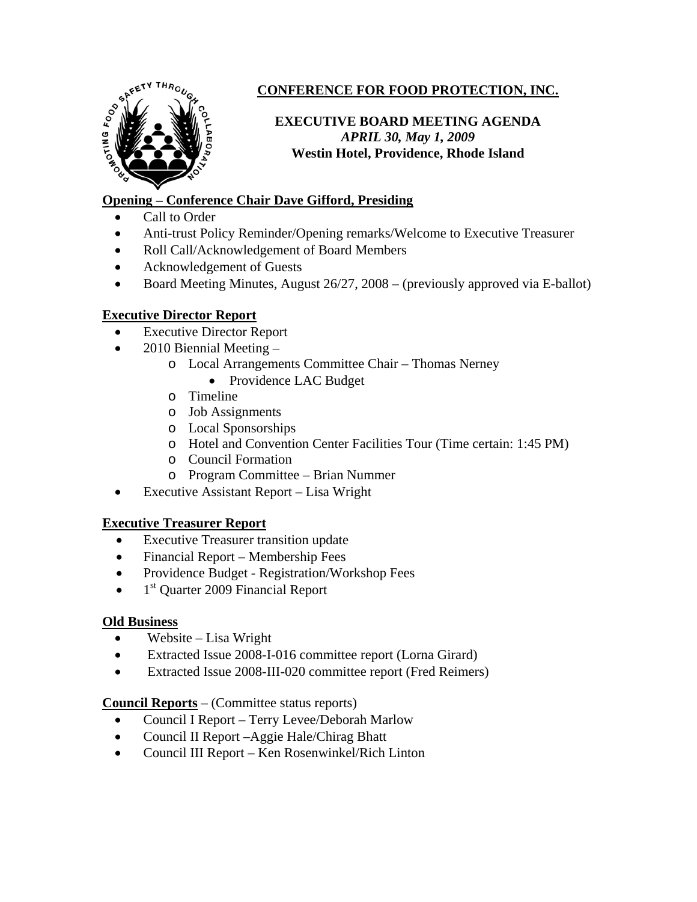# CONFERENCE FOR FOOD PROTECTION, INC.

**EXECUTIVE BOARD MEETING AGENDA**
***APRIL 30, May 1, 2009***
**Westin Hotel, Providence, Rhode Island**

## Opening – Conference Chair Dave Gifford, Presiding

- Call to Order
- Anti-trust Policy Reminder/Opening remarks/Welcome to Executive Treasurer
- Roll Call/Acknowledgement of Board Members
- Acknowledgement of Guests
- Board Meeting Minutes, August 26/27, 2008 – (previously approved via E-ballot)

## Executive Director Report

- Executive Director Report
- 2010 Biennial Meeting –
  - Local Arrangements Committee Chair – Thomas Nerney
    - Providence LAC Budget
  - Timeline
  - Job Assignments
  - Local Sponsorships
  - Hotel and Convention Center Facilities Tour (Time certain: 1:45 PM)
  - Council Formation
  - Program Committee – Brian Nummer
- Executive Assistant Report – Lisa Wright

## Executive Treasurer Report

- Executive Treasurer transition update
- Financial Report – Membership Fees
- Providence Budget - Registration/Workshop Fees
- 1st Quarter 2009 Financial Report

## Old Business

- Website – Lisa Wright
- Extracted Issue 2008-I-016 committee report (Lorna Girard)
- Extracted Issue 2008-III-020 committee report (Fred Reimers)

**Council Reports** – (Committee status reports)

- Council I Report – Terry Levee/Deborah Marlow
- Council II Report –Aggie Hale/Chirag Bhatt
- Council III Report – Ken Rosenwinkel/Rich Linton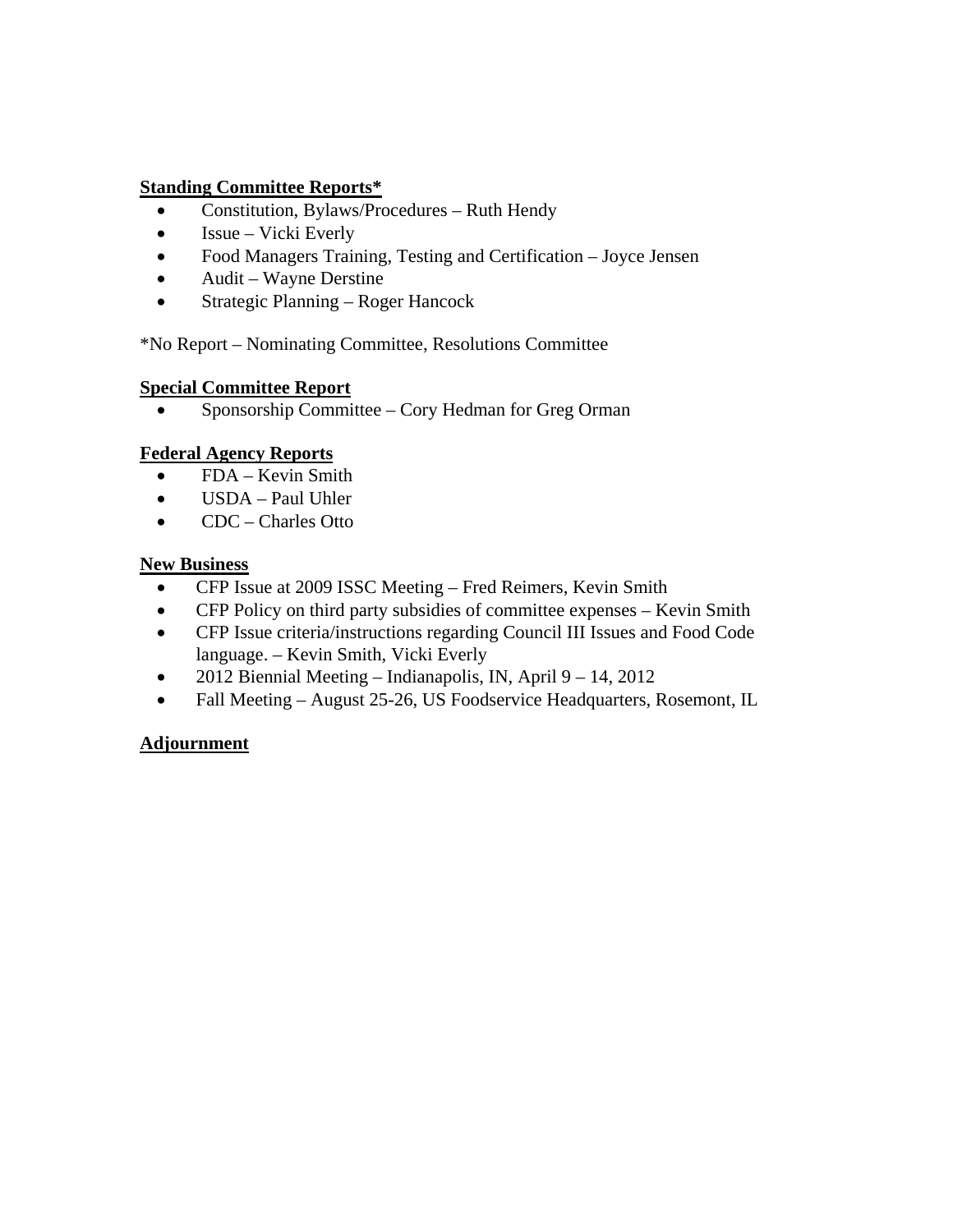**Standing Committee Reports***

- Constitution, Bylaws/Procedures – Ruth Hendy
- Issue – Vicki Everly
- Food Managers Training, Testing and Certification – Joyce Jensen
- Audit – Wayne Derstine
- Strategic Planning – Roger Hancock

*No Report – Nominating Committee, Resolutions Committee

**Special Committee Report**

- Sponsorship Committee – Cory Hedman for Greg Orman

**Federal Agency Reports**

- FDA – Kevin Smith
- USDA – Paul Uhler
- CDC – Charles Otto

**New Business**

- CFP Issue at 2009 ISSC Meeting – Fred Reimers, Kevin Smith
- CFP Policy on third party subsidies of committee expenses – Kevin Smith
- CFP Issue criteria/instructions regarding Council III Issues and Food Code language. – Kevin Smith, Vicki Everly
- 2012 Biennial Meeting – Indianapolis, IN, April 9 – 14, 2012
- Fall Meeting – August 25-26, US Foodservice Headquarters, Rosemont, IL

**Adjournment**